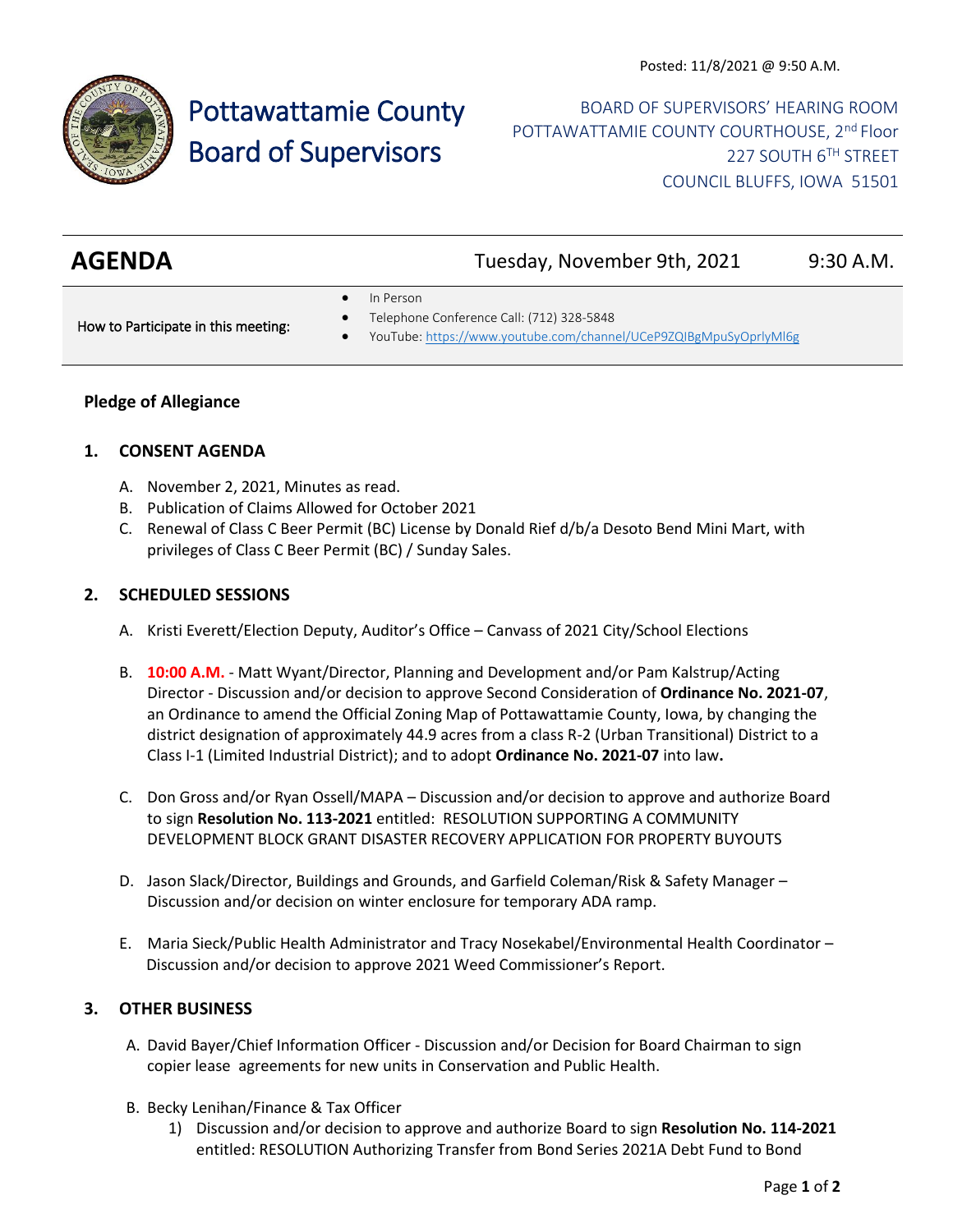Posted: 11/8/2021 @ 9:50 A.M.

# Pottawattamie County Board of Supervisors

BOARD OF SUPERVISORS' HEARING ROOM
POTTAWATTAMIE COUNTY COURTHOUSE, 2nd Floor
227 SOUTH 6TH STREET
COUNCIL BLUFFS, IOWA 51501

## AGENDA

Tuesday, November 9th, 2021 — 9:30 A.M.

| How to Participate in this meeting: | <ul><li>In Person</li><li>Telephone Conference Call: (712) 328-5848</li><li>YouTube: https://www.youtube.com/channel/UCeP9ZQIBgMpuSyOprlyMl6g</li></ul> |
|---|---|

### Pledge of Allegiance

### 1. CONSENT AGENDA

A. November 2, 2021, Minutes as read.

B. Publication of Claims Allowed for October 2021

C. Renewal of Class C Beer Permit (BC) License by Donald Rief d/b/a Desoto Bend Mini Mart, with privileges of Class C Beer Permit (BC) / Sunday Sales.

### 2. SCHEDULED SESSIONS

A. Kristi Everett/Election Deputy, Auditor's Office – Canvass of 2021 City/School Elections

B. **10:00 A.M.** - Matt Wyant/Director, Planning and Development and/or Pam Kalstrup/Acting Director - Discussion and/or decision to approve Second Consideration of **Ordinance No. 2021-07**, an Ordinance to amend the Official Zoning Map of Pottawattamie County, Iowa, by changing the district designation of approximately 44.9 acres from a class R-2 (Urban Transitional) District to a Class I-1 (Limited Industrial District); and to adopt **Ordinance No. 2021-07** into law**.**

C. Don Gross and/or Ryan Ossell/MAPA – Discussion and/or decision to approve and authorize Board to sign **Resolution No. 113-2021** entitled: RESOLUTION SUPPORTING A COMMUNITY DEVELOPMENT BLOCK GRANT DISASTER RECOVERY APPLICATION FOR PROPERTY BUYOUTS

D. Jason Slack/Director, Buildings and Grounds, and Garfield Coleman/Risk & Safety Manager – Discussion and/or decision on winter enclosure for temporary ADA ramp.

E. Maria Sieck/Public Health Administrator and Tracy Nosekabel/Environmental Health Coordinator – Discussion and/or decision to approve 2021 Weed Commissioner's Report.

### 3. OTHER BUSINESS

A. David Bayer/Chief Information Officer - Discussion and/or Decision for Board Chairman to sign copier lease agreements for new units in Conservation and Public Health.

B. Becky Lenihan/Finance & Tax Officer

1) Discussion and/or decision to approve and authorize Board to sign **Resolution No. 114-2021** entitled: RESOLUTION Authorizing Transfer from Bond Series 2021A Debt Fund to Bond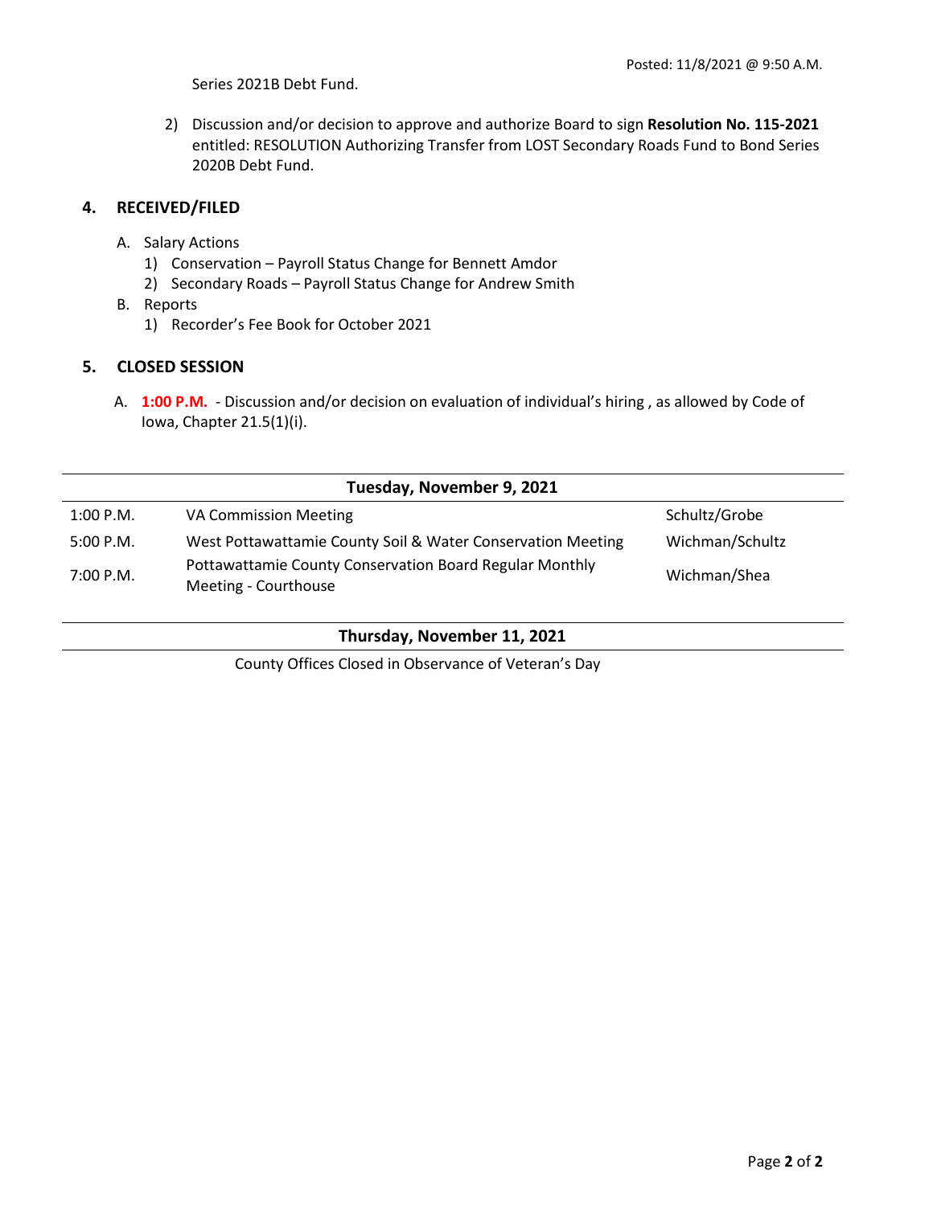Series 2021B Debt Fund.

2) Discussion and/or decision to approve and authorize Board to sign **Resolution No. 115-2021** entitled: RESOLUTION Authorizing Transfer from LOST Secondary Roads Fund to Bond Series 2020B Debt Fund.

## 4. RECEIVED/FILED

A. Salary Actions
   1) Conservation – Payroll Status Change for Bennett Amdor
   2) Secondary Roads – Payroll Status Change for Andrew Smith

B. Reports
   1) Recorder's Fee Book for October 2021

## 5. CLOSED SESSION

A. **1:00 P.M.** - Discussion and/or decision on evaluation of individual's hiring , as allowed by Code of Iowa, Chapter 21.5(1)(i).

| Tuesday, November 9, 2021 | | |
|---|---|---|
| 1:00 P.M. | VA Commission Meeting | Schultz/Grobe |
| 5:00 P.M. | West Pottawattamie County Soil & Water Conservation Meeting | Wichman/Schultz |
| 7:00 P.M. | Pottawattamie County Conservation Board Regular Monthly Meeting - Courthouse | Wichman/Shea |

**Thursday, November 11, 2021**

County Offices Closed in Observance of Veteran's Day